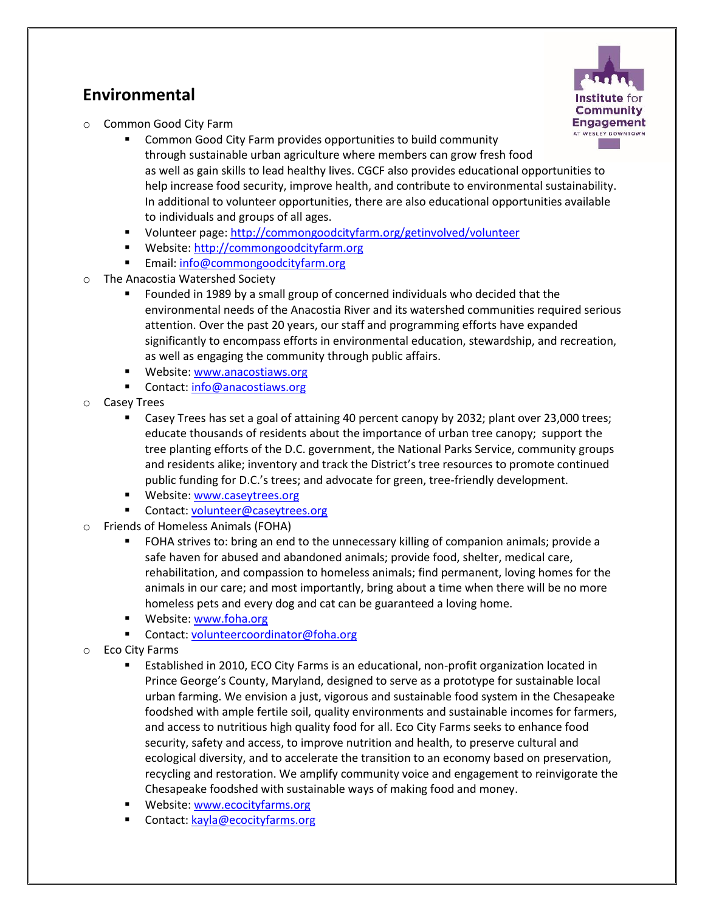## Environmental

- Common Good City Farm
  - Common Good City Farm provides opportunities to build community through sustainable urban agriculture where members can grow fresh food as well as gain skills to lead healthy lives. CGCF also provides educational opportunities to help increase food security, improve health, and contribute to environmental sustainability. In additional to volunteer opportunities, there are also educational opportunities available to individuals and groups of all ages.
  - Volunteer page: http://commongoodcityfarm.org/getinvolved/volunteer
  - Website: http://commongoodcityfarm.org
  - Email: info@commongoodcityfarm.org
- The Anacostia Watershed Society
  - Founded in 1989 by a small group of concerned individuals who decided that the environmental needs of the Anacostia River and its watershed communities required serious attention. Over the past 20 years, our staff and programming efforts have expanded significantly to encompass efforts in environmental education, stewardship, and recreation, as well as engaging the community through public affairs.
  - Website: www.anacostiaws.org
  - Contact: info@anacostiaws.org
- Casey Trees
  - Casey Trees has set a goal of attaining 40 percent canopy by 2032; plant over 23,000 trees; educate thousands of residents about the importance of urban tree canopy; support the tree planting efforts of the D.C. government, the National Parks Service, community groups and residents alike; inventory and track the District's tree resources to promote continued public funding for D.C.'s trees; and advocate for green, tree-friendly development.
  - Website: www.caseytrees.org
  - Contact: volunteer@caseytrees.org
- Friends of Homeless Animals (FOHA)
  - FOHA strives to: bring an end to the unnecessary killing of companion animals; provide a safe haven for abused and abandoned animals; provide food, shelter, medical care, rehabilitation, and compassion to homeless animals; find permanent, loving homes for the animals in our care; and most importantly, bring about a time when there will be no more homeless pets and every dog and cat can be guaranteed a loving home.
  - Website: www.foha.org
  - Contact: volunteercoordinator@foha.org
- Eco City Farms
  - Established in 2010, ECO City Farms is an educational, non-profit organization located in Prince George's County, Maryland, designed to serve as a prototype for sustainable local urban farming. We envision a just, vigorous and sustainable food system in the Chesapeake foodshed with ample fertile soil, quality environments and sustainable incomes for farmers, and access to nutritious high quality food for all. Eco City Farms seeks to enhance food security, safety and access, to improve nutrition and health, to preserve cultural and ecological diversity, and to accelerate the transition to an economy based on preservation, recycling and restoration. We amplify community voice and engagement to reinvigorate the Chesapeake foodshed with sustainable ways of making food and money.
  - Website: www.ecocityfarms.org
  - Contact: kayla@ecocityfarms.org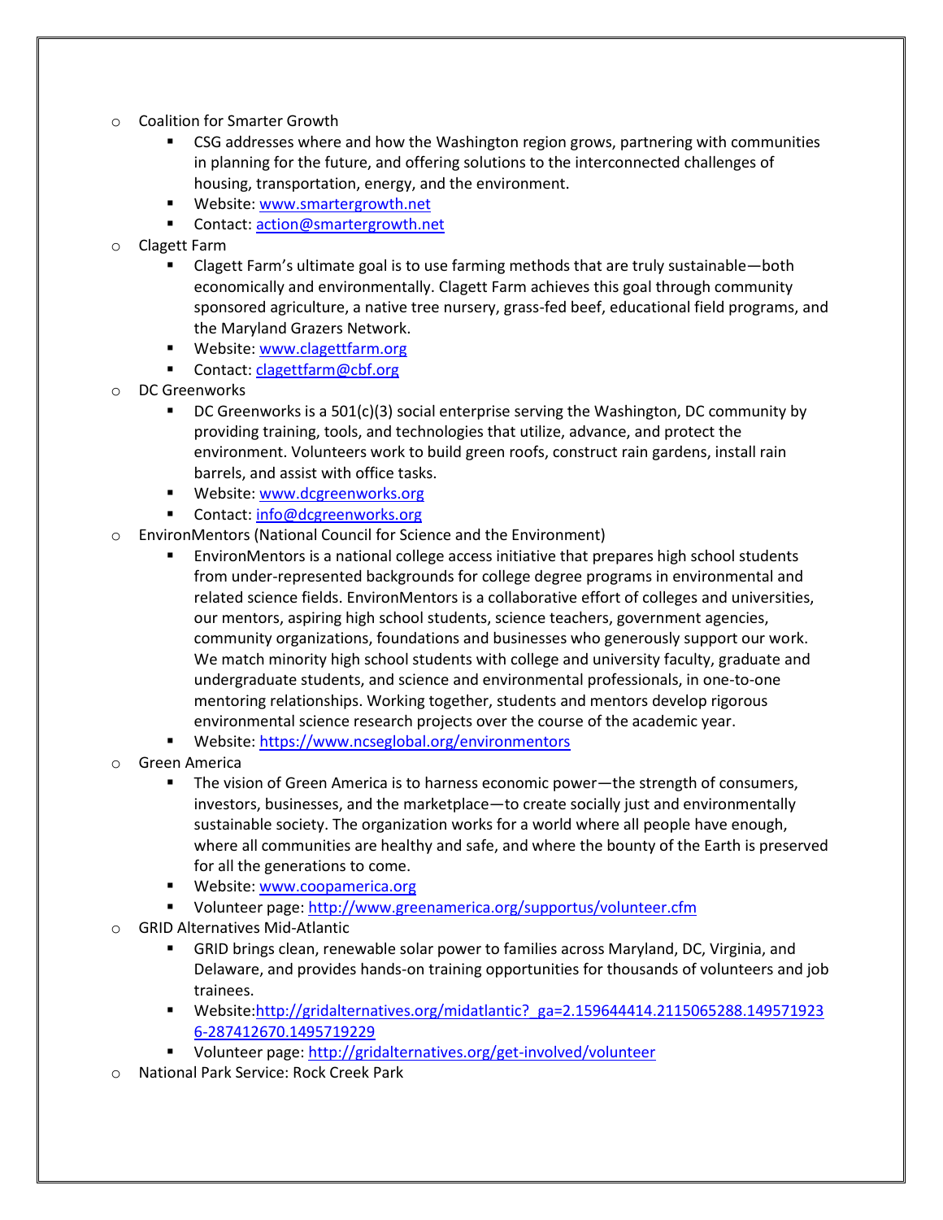- Coalition for Smarter Growth
  - CSG addresses where and how the Washington region grows, partnering with communities in planning for the future, and offering solutions to the interconnected challenges of housing, transportation, energy, and the environment.
  - Website: www.smartergrowth.net
  - Contact: action@smartergrowth.net
- Clagett Farm
  - Clagett Farm's ultimate goal is to use farming methods that are truly sustainable—both economically and environmentally. Clagett Farm achieves this goal through community sponsored agriculture, a native tree nursery, grass-fed beef, educational field programs, and the Maryland Grazers Network.
  - Website: www.clagettfarm.org
  - Contact: clagettfarm@cbf.org
- DC Greenworks
  - DC Greenworks is a 501(c)(3) social enterprise serving the Washington, DC community by providing training, tools, and technologies that utilize, advance, and protect the environment. Volunteers work to build green roofs, construct rain gardens, install rain barrels, and assist with office tasks.
  - Website: www.dcgreenworks.org
  - Contact: info@dcgreenworks.org
- EnvironMentors (National Council for Science and the Environment)
  - EnvironMentors is a national college access initiative that prepares high school students from under-represented backgrounds for college degree programs in environmental and related science fields. EnvironMentors is a collaborative effort of colleges and universities, our mentors, aspiring high school students, science teachers, government agencies, community organizations, foundations and businesses who generously support our work. We match minority high school students with college and university faculty, graduate and undergraduate students, and science and environmental professionals, in one-to-one mentoring relationships. Working together, students and mentors develop rigorous environmental science research projects over the course of the academic year.
  - Website: https://www.ncseglobal.org/environmentors
- Green America
  - The vision of Green America is to harness economic power—the strength of consumers, investors, businesses, and the marketplace—to create socially just and environmentally sustainable society. The organization works for a world where all people have enough, where all communities are healthy and safe, and where the bounty of the Earth is preserved for all the generations to come.
  - Website: www.coopamerica.org
  - Volunteer page: http://www.greenamerica.org/supportus/volunteer.cfm
- GRID Alternatives Mid-Atlantic
  - GRID brings clean, renewable solar power to families across Maryland, DC, Virginia, and Delaware, and provides hands-on training opportunities for thousands of volunteers and job trainees.
  - Website:http://gridalternatives.org/midatlantic?_ga=2.159644414.2115065288.1495719236-287412670.1495719229
  - Volunteer page: http://gridalternatives.org/get-involved/volunteer
- National Park Service: Rock Creek Park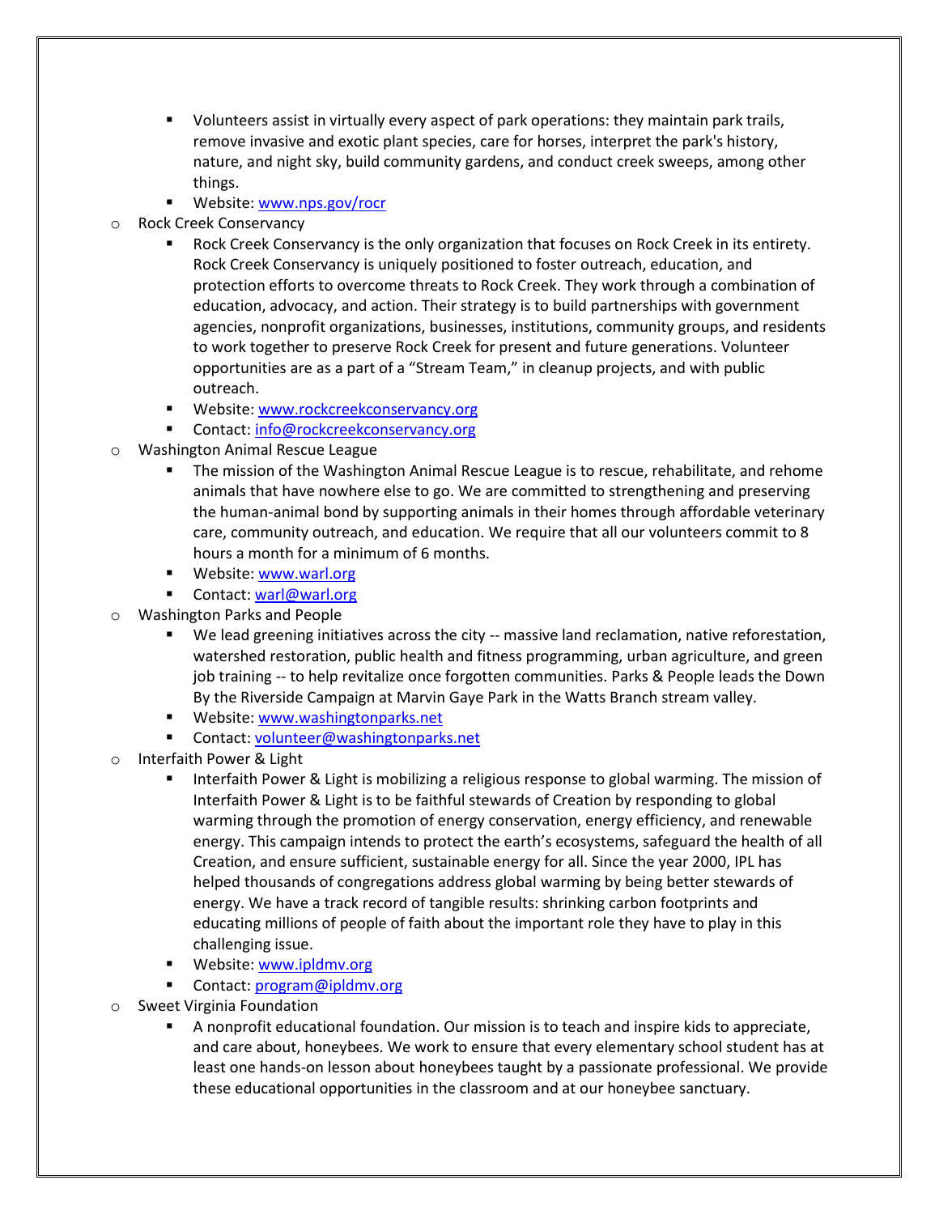- Volunteers assist in virtually every aspect of park operations: they maintain park trails, remove invasive and exotic plant species, care for horses, interpret the park's history, nature, and night sky, build community gardens, and conduct creek sweeps, among other things.
        - Website: www.nps.gov/rocr
    - Rock Creek Conservancy
        - Rock Creek Conservancy is the only organization that focuses on Rock Creek in its entirety. Rock Creek Conservancy is uniquely positioned to foster outreach, education, and protection efforts to overcome threats to Rock Creek. They work through a combination of education, advocacy, and action. Their strategy is to build partnerships with government agencies, nonprofit organizations, businesses, institutions, community groups, and residents to work together to preserve Rock Creek for present and future generations. Volunteer opportunities are as a part of a "Stream Team," in cleanup projects, and with public outreach.
        - Website: www.rockcreekconservancy.org
        - Contact: info@rockcreekconservancy.org
    - Washington Animal Rescue League
        - The mission of the Washington Animal Rescue League is to rescue, rehabilitate, and rehome animals that have nowhere else to go. We are committed to strengthening and preserving the human-animal bond by supporting animals in their homes through affordable veterinary care, community outreach, and education. We require that all our volunteers commit to 8 hours a month for a minimum of 6 months.
        - Website: www.warl.org
        - Contact: warl@warl.org
    - Washington Parks and People
        - We lead greening initiatives across the city -- massive land reclamation, native reforestation, watershed restoration, public health and fitness programming, urban agriculture, and green job training -- to help revitalize once forgotten communities. Parks & People leads the Down By the Riverside Campaign at Marvin Gaye Park in the Watts Branch stream valley.
        - Website: www.washingtonparks.net
        - Contact: volunteer@washingtonparks.net
    - Interfaith Power & Light
        - Interfaith Power & Light is mobilizing a religious response to global warming. The mission of Interfaith Power & Light is to be faithful stewards of Creation by responding to global warming through the promotion of energy conservation, energy efficiency, and renewable energy. This campaign intends to protect the earth's ecosystems, safeguard the health of all Creation, and ensure sufficient, sustainable energy for all. Since the year 2000, IPL has helped thousands of congregations address global warming by being better stewards of energy. We have a track record of tangible results: shrinking carbon footprints and educating millions of people of faith about the important role they have to play in this challenging issue.
        - Website: www.ipldmv.org
        - Contact: program@ipldmv.org
    - Sweet Virginia Foundation
        - A nonprofit educational foundation. Our mission is to teach and inspire kids to appreciate, and care about, honeybees. We work to ensure that every elementary school student has at least one hands-on lesson about honeybees taught by a passionate professional. We provide these educational opportunities in the classroom and at our honeybee sanctuary.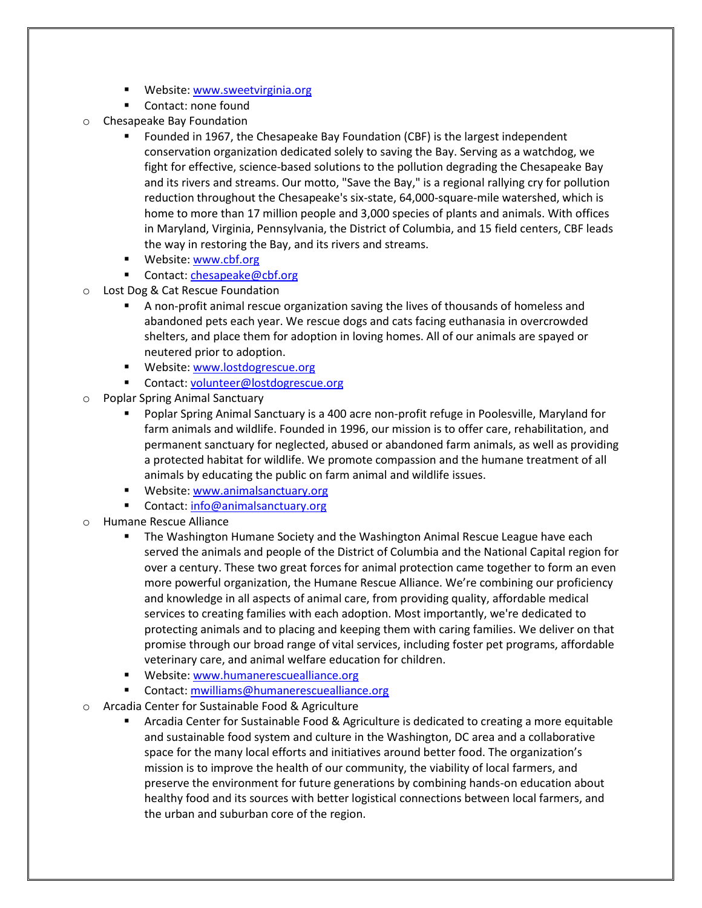- Website: www.sweetvirginia.org
    - Contact: none found
- Chesapeake Bay Foundation
    - Founded in 1967, the Chesapeake Bay Foundation (CBF) is the largest independent conservation organization dedicated solely to saving the Bay. Serving as a watchdog, we fight for effective, science-based solutions to the pollution degrading the Chesapeake Bay and its rivers and streams. Our motto, "Save the Bay," is a regional rallying cry for pollution reduction throughout the Chesapeake's six-state, 64,000-square-mile watershed, which is home to more than 17 million people and 3,000 species of plants and animals. With offices in Maryland, Virginia, Pennsylvania, the District of Columbia, and 15 field centers, CBF leads the way in restoring the Bay, and its rivers and streams.
    - Website: www.cbf.org
    - Contact: chesapeake@cbf.org
- Lost Dog & Cat Rescue Foundation
    - A non-profit animal rescue organization saving the lives of thousands of homeless and abandoned pets each year. We rescue dogs and cats facing euthanasia in overcrowded shelters, and place them for adoption in loving homes. All of our animals are spayed or neutered prior to adoption.
    - Website: www.lostdogrescue.org
    - Contact: volunteer@lostdogrescue.org
- Poplar Spring Animal Sanctuary
    - Poplar Spring Animal Sanctuary is a 400 acre non-profit refuge in Poolesville, Maryland for farm animals and wildlife. Founded in 1996, our mission is to offer care, rehabilitation, and permanent sanctuary for neglected, abused or abandoned farm animals, as well as providing a protected habitat for wildlife. We promote compassion and the humane treatment of all animals by educating the public on farm animal and wildlife issues.
    - Website: www.animalsanctuary.org
    - Contact: info@animalsanctuary.org
- Humane Rescue Alliance
    - The Washington Humane Society and the Washington Animal Rescue League have each served the animals and people of the District of Columbia and the National Capital region for over a century. These two great forces for animal protection came together to form an even more powerful organization, the Humane Rescue Alliance. We're combining our proficiency and knowledge in all aspects of animal care, from providing quality, affordable medical services to creating families with each adoption. Most importantly, we're dedicated to protecting animals and to placing and keeping them with caring families. We deliver on that promise through our broad range of vital services, including foster pet programs, affordable veterinary care, and animal welfare education for children.
    - Website: www.humanerescuealliance.org
    - Contact: mwilliams@humanerescuealliance.org
- Arcadia Center for Sustainable Food & Agriculture
    - Arcadia Center for Sustainable Food & Agriculture is dedicated to creating a more equitable and sustainable food system and culture in the Washington, DC area and a collaborative space for the many local efforts and initiatives around better food. The organization's mission is to improve the health of our community, the viability of local farmers, and preserve the environment for future generations by combining hands-on education about healthy food and its sources with better logistical connections between local farmers, and the urban and suburban core of the region.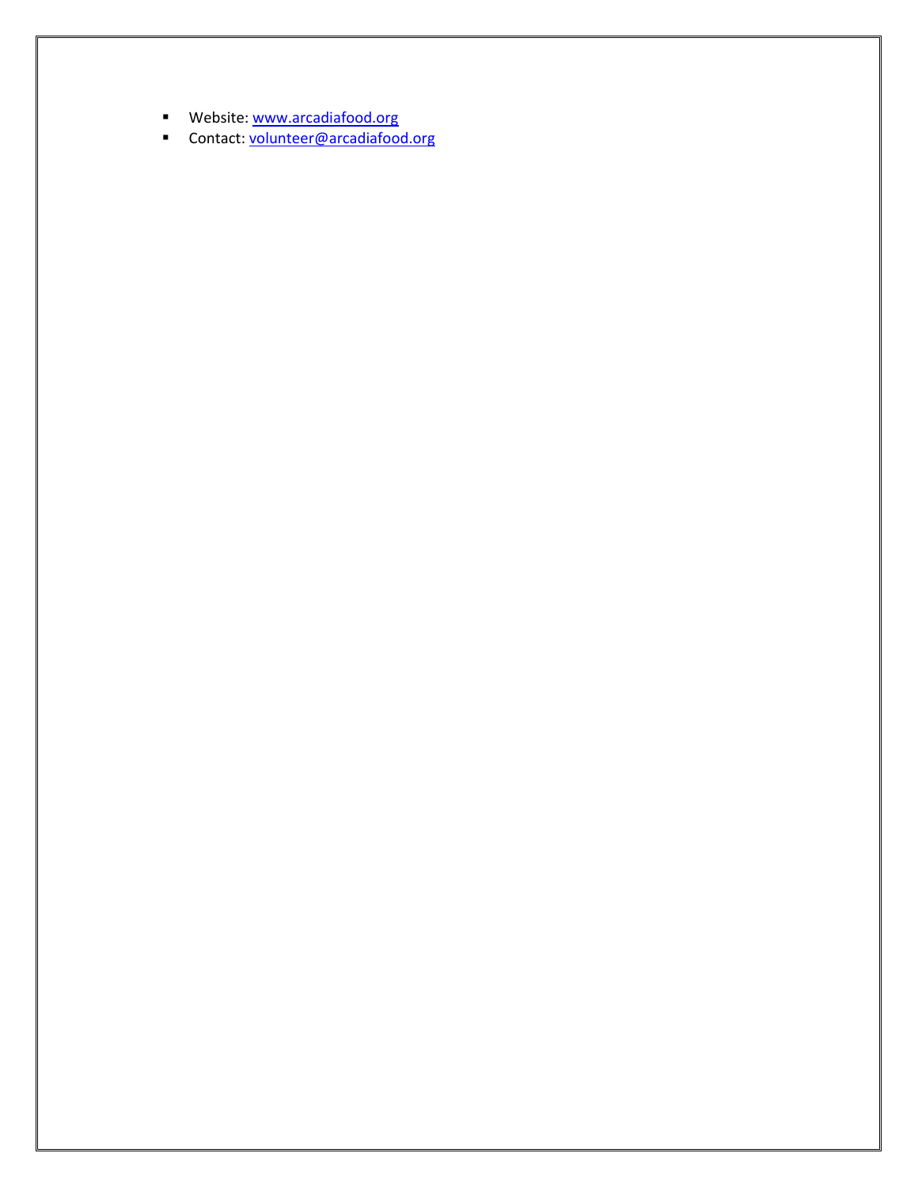- Website: www.arcadiafood.org
- Contact: volunteer@arcadiafood.org